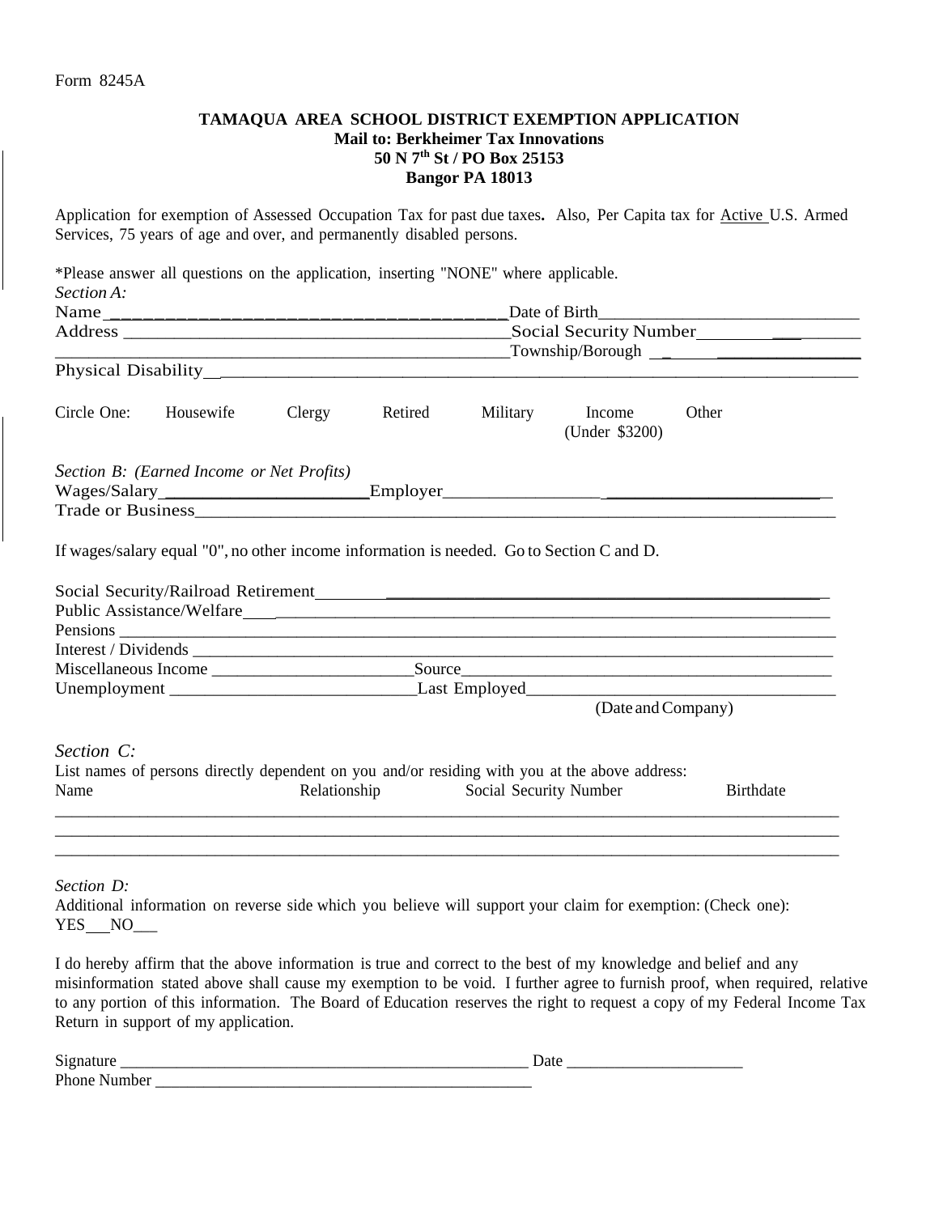Form 8245A

**TAMAQUA AREA SCHOOL DISTRICT EXEMPTION APPLICATION**
**Mail to: Berkheimer Tax Innovations**
**50 N 7th St / PO Box 25153**
**Bangor PA 18013**

Application for exemption of Assessed Occupation Tax for past due taxes**.** Also, Per Capita tax for Active U.S. Armed Services, 75 years of age and over, and permanently disabled persons.

*Please answer all questions on the application, inserting "NONE" where applicable.

*Section A:*

Name ________________________________________ Date of Birth ______________________________

Address ________________________________________ Social Security Number ______________________

________________________________________________ Township/Borough ____________________________

Physical Disability ___________________________________________________________________________

Circle One: Housewife Clergy Retired Military Income (Under $3200) Other

*Section B: (Earned Income or Net Profits)*

Wages/Salary ______________________ Employer __________________________________________

Trade or Business ___________________________________________________________________________

If wages/salary equal "0", no other income information is needed. Go to Section C and D.

Social Security/Railroad Retirement ___________________________________________________________

Public Assistance/Welfare _____________________________________________________________________

Pensions ___________________________________________________________________________________

Interest / Dividends _________________________________________________________________________

Miscellaneous Income ________________________ Source ______________________________________

Unemployment _____________________________ Last Employed _____________________________________
(Date and Company)

*Section C:*

List names of persons directly dependent on you and/or residing with you at the above address:

| Name | Relationship | Social Security Number | Birthdate |
| --- | --- | --- | --- |
| | | | |
| | | | |
| | | | |

*Section D:*

Additional information on reverse side which you believe will support your claim for exemption: (Check one):
YES___ NO___

I do hereby affirm that the above information is true and correct to the best of my knowledge and belief and any misinformation stated above shall cause my exemption to be void. I further agree to furnish proof, when required, relative to any portion of this information. The Board of Education reserves the right to request a copy of my Federal Income Tax Return in support of my application.

Signature ________________________________________________ Date _____________________

Phone Number ______________________________________________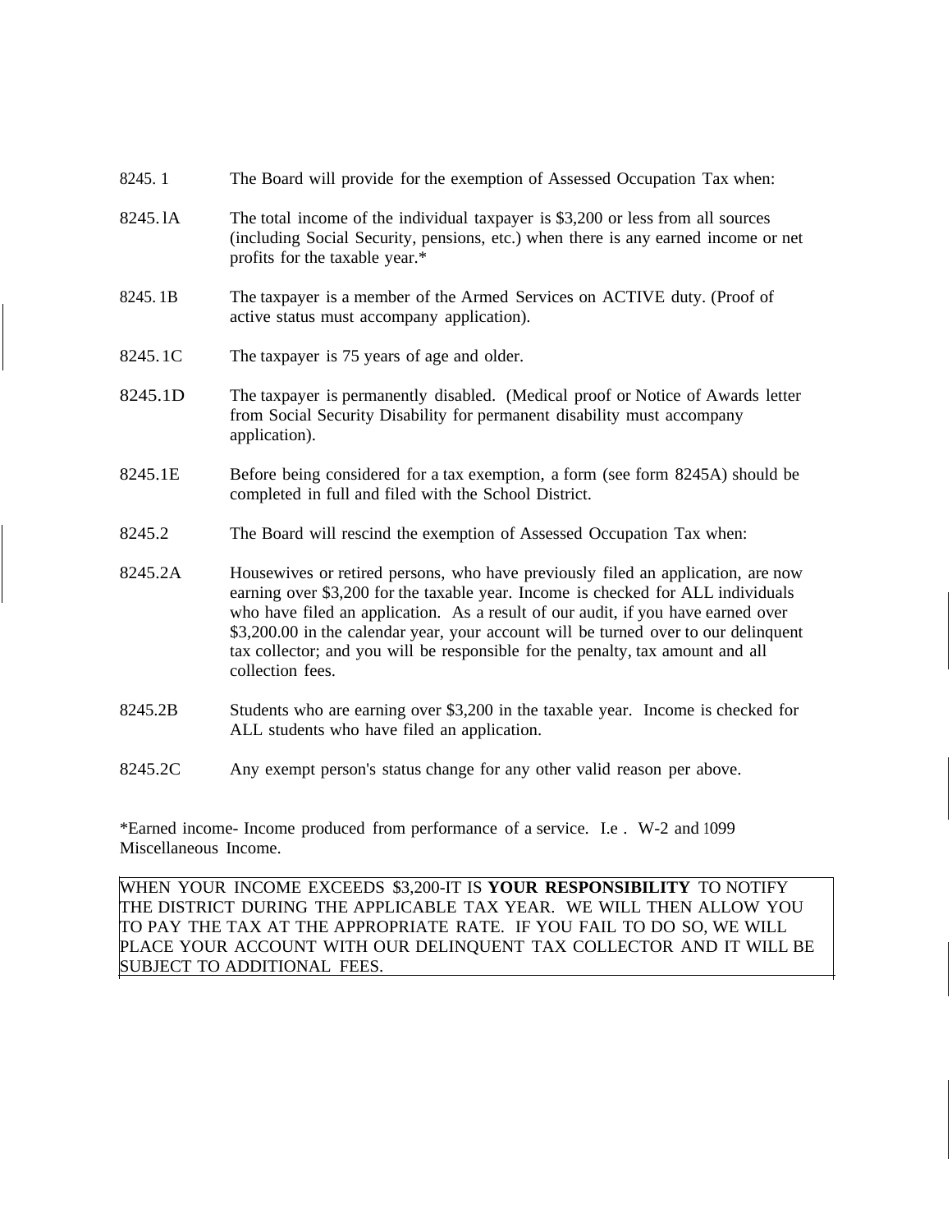8245.1 The Board will provide for the exemption of Assessed Occupation Tax when:

8245.1A The total income of the individual taxpayer is $3,200 or less from all sources (including Social Security, pensions, etc.) when there is any earned income or net profits for the taxable year.*

8245.1B The taxpayer is a member of the Armed Services on ACTIVE duty. (Proof of active status must accompany application).

8245.1C The taxpayer is 75 years of age and older.

8245.1D The taxpayer is permanently disabled. (Medical proof or Notice of Awards letter from Social Security Disability for permanent disability must accompany application).

8245.1E Before being considered for a tax exemption, a form (see form 8245A) should be completed in full and filed with the School District.

8245.2 The Board will rescind the exemption of Assessed Occupation Tax when:

8245.2A Housewives or retired persons, who have previously filed an application, are now earning over $3,200 for the taxable year. Income is checked for ALL individuals who have filed an application. As a result of our audit, if you have earned over $3,200.00 in the calendar year, your account will be turned over to our delinquent tax collector; and you will be responsible for the penalty, tax amount and all collection fees.

8245.2B Students who are earning over $3,200 in the taxable year. Income is checked for ALL students who have filed an application.

8245.2C Any exempt person's status change for any other valid reason per above.

*Earned income- Income produced from performance of a service. I.e . W-2 and 1099 Miscellaneous Income.

WHEN YOUR INCOME EXCEEDS $3,200-IT IS **YOUR RESPONSIBILITY** TO NOTIFY THE DISTRICT DURING THE APPLICABLE TAX YEAR. WE WILL THEN ALLOW YOU TO PAY THE TAX AT THE APPROPRIATE RATE. IF YOU FAIL TO DO SO, WE WILL PLACE YOUR ACCOUNT WITH OUR DELINQUENT TAX COLLECTOR AND IT WILL BE SUBJECT TO ADDITIONAL FEES.